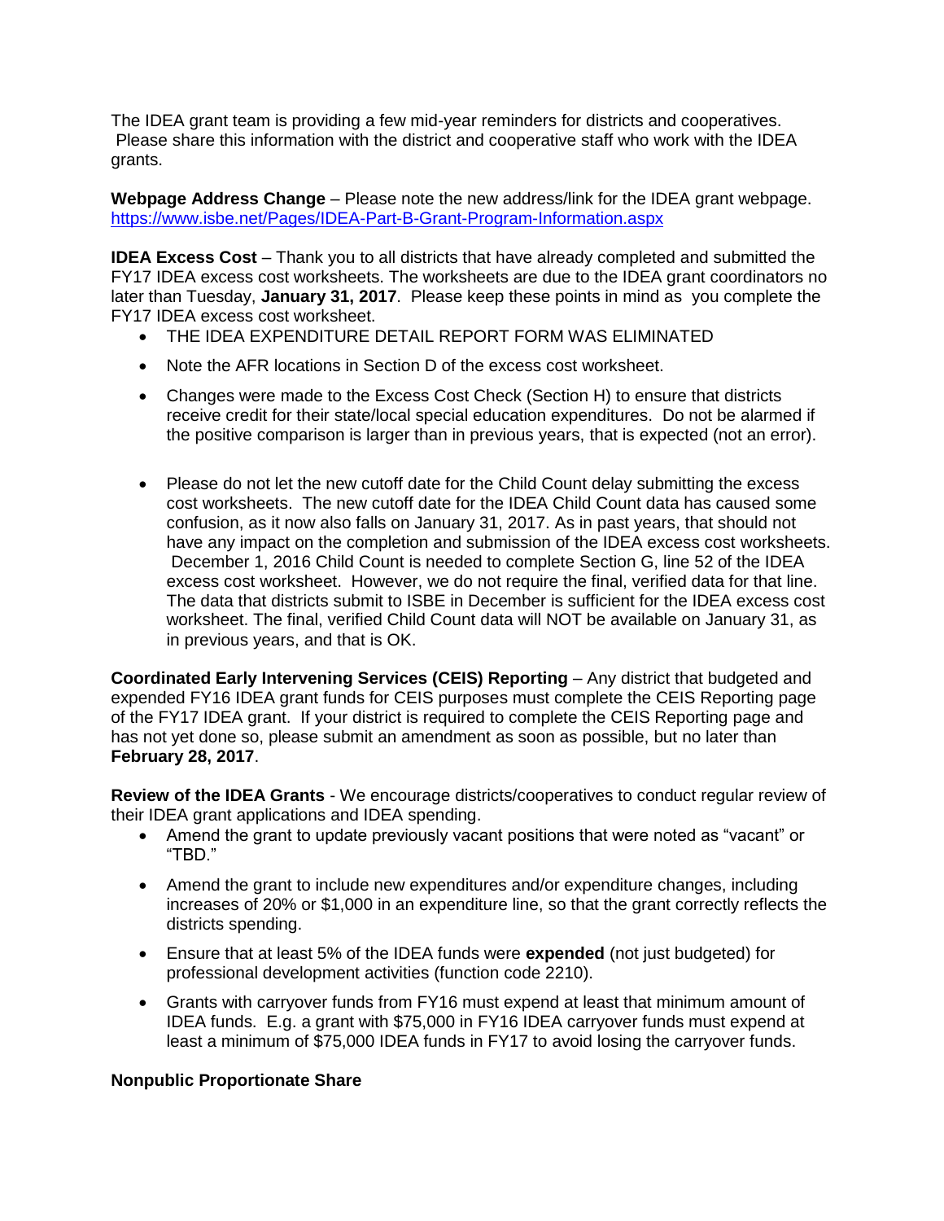The IDEA grant team is providing a few mid-year reminders for districts and cooperatives. Please share this information with the district and cooperative staff who work with the IDEA grants.

**Webpage Address Change** – Please note the new address/link for the IDEA grant webpage. https://www.isbe.net/Pages/IDEA-Part-B-Grant-Program-Information.aspx

**IDEA Excess Cost** – Thank you to all districts that have already completed and submitted the FY17 IDEA excess cost worksheets. The worksheets are due to the IDEA grant coordinators no later than Tuesday, **January 31, 2017**. Please keep these points in mind as you complete the FY17 IDEA excess cost worksheet.

- THE IDEA EXPENDITURE DETAIL REPORT FORM WAS ELIMINATED
- Note the AFR locations in Section D of the excess cost worksheet.
- Changes were made to the Excess Cost Check (Section H) to ensure that districts receive credit for their state/local special education expenditures. Do not be alarmed if the positive comparison is larger than in previous years, that is expected (not an error).
- Please do not let the new cutoff date for the Child Count delay submitting the excess cost worksheets. The new cutoff date for the IDEA Child Count data has caused some confusion, as it now also falls on January 31, 2017. As in past years, that should not have any impact on the completion and submission of the IDEA excess cost worksheets. December 1, 2016 Child Count is needed to complete Section G, line 52 of the IDEA excess cost worksheet. However, we do not require the final, verified data for that line. The data that districts submit to ISBE in December is sufficient for the IDEA excess cost worksheet. The final, verified Child Count data will NOT be available on January 31, as in previous years, and that is OK.

**Coordinated Early Intervening Services (CEIS) Reporting** – Any district that budgeted and expended FY16 IDEA grant funds for CEIS purposes must complete the CEIS Reporting page of the FY17 IDEA grant. If your district is required to complete the CEIS Reporting page and has not yet done so, please submit an amendment as soon as possible, but no later than **February 28, 2017**.

**Review of the IDEA Grants** - We encourage districts/cooperatives to conduct regular review of their IDEA grant applications and IDEA spending.

- Amend the grant to update previously vacant positions that were noted as "vacant" or "TBD."
- Amend the grant to include new expenditures and/or expenditure changes, including increases of 20% or $1,000 in an expenditure line, so that the grant correctly reflects the districts spending.
- Ensure that at least 5% of the IDEA funds were **expended** (not just budgeted) for professional development activities (function code 2210).
- Grants with carryover funds from FY16 must expend at least that minimum amount of IDEA funds. E.g. a grant with $75,000 in FY16 IDEA carryover funds must expend at least a minimum of $75,000 IDEA funds in FY17 to avoid losing the carryover funds.

**Nonpublic Proportionate Share**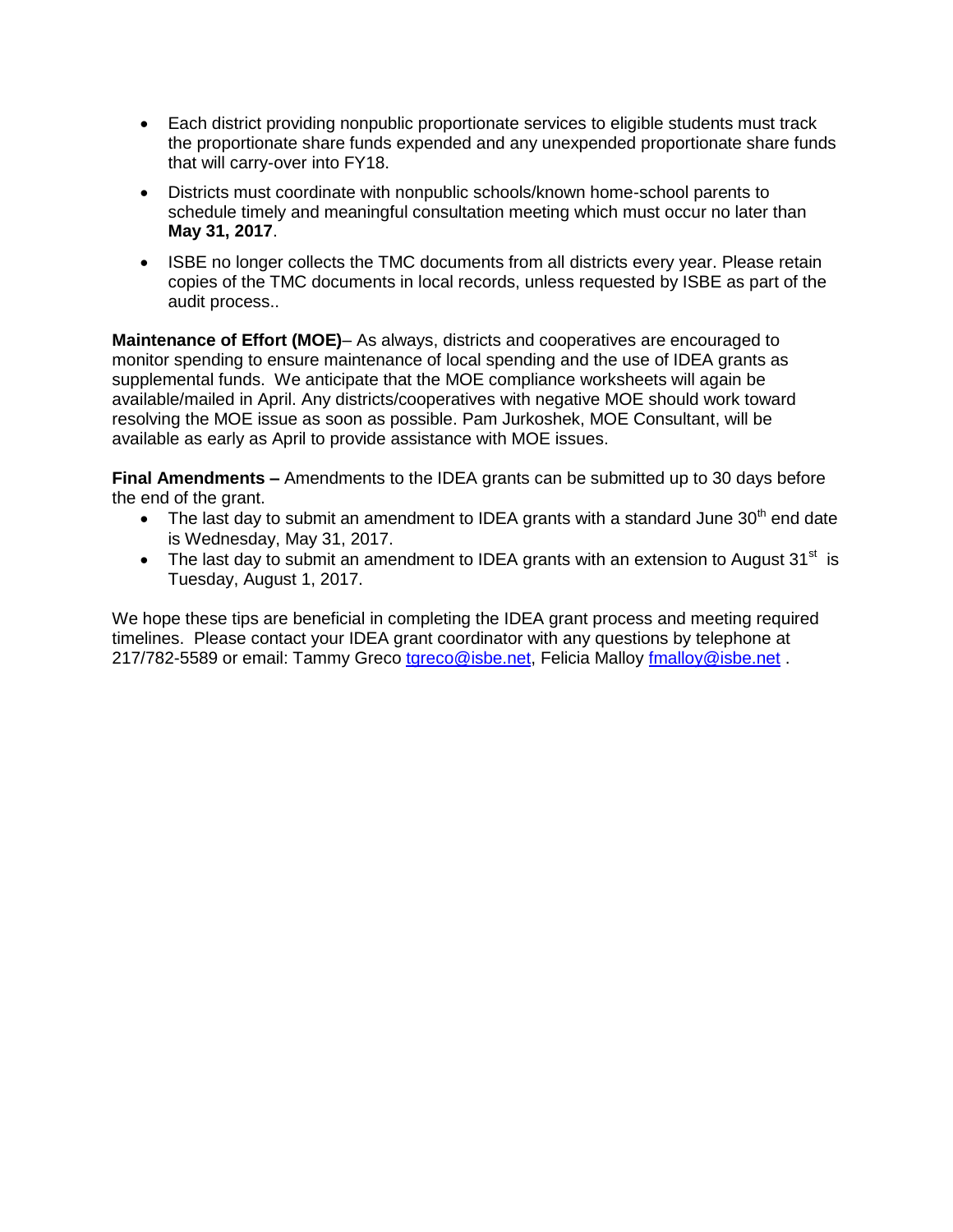- Each district providing nonpublic proportionate services to eligible students must track the proportionate share funds expended and any unexpended proportionate share funds that will carry-over into FY18.
- Districts must coordinate with nonpublic schools/known home-school parents to schedule timely and meaningful consultation meeting which must occur no later than **May 31, 2017**.
- ISBE no longer collects the TMC documents from all districts every year. Please retain copies of the TMC documents in local records, unless requested by ISBE as part of the audit process..

**Maintenance of Effort (MOE)**– As always, districts and cooperatives are encouraged to monitor spending to ensure maintenance of local spending and the use of IDEA grants as supplemental funds. We anticipate that the MOE compliance worksheets will again be available/mailed in April. Any districts/cooperatives with negative MOE should work toward resolving the MOE issue as soon as possible. Pam Jurkoshek, MOE Consultant, will be available as early as April to provide assistance with MOE issues.

**Final Amendments –** Amendments to the IDEA grants can be submitted up to 30 days before the end of the grant.

- The last day to submit an amendment to IDEA grants with a standard June 30th end date is Wednesday, May 31, 2017.
- The last day to submit an amendment to IDEA grants with an extension to August 31st is Tuesday, August 1, 2017.

We hope these tips are beneficial in completing the IDEA grant process and meeting required timelines. Please contact your IDEA grant coordinator with any questions by telephone at 217/782-5589 or email: Tammy Greco tgreco@isbe.net, Felicia Malloy fmalloy@isbe.net .